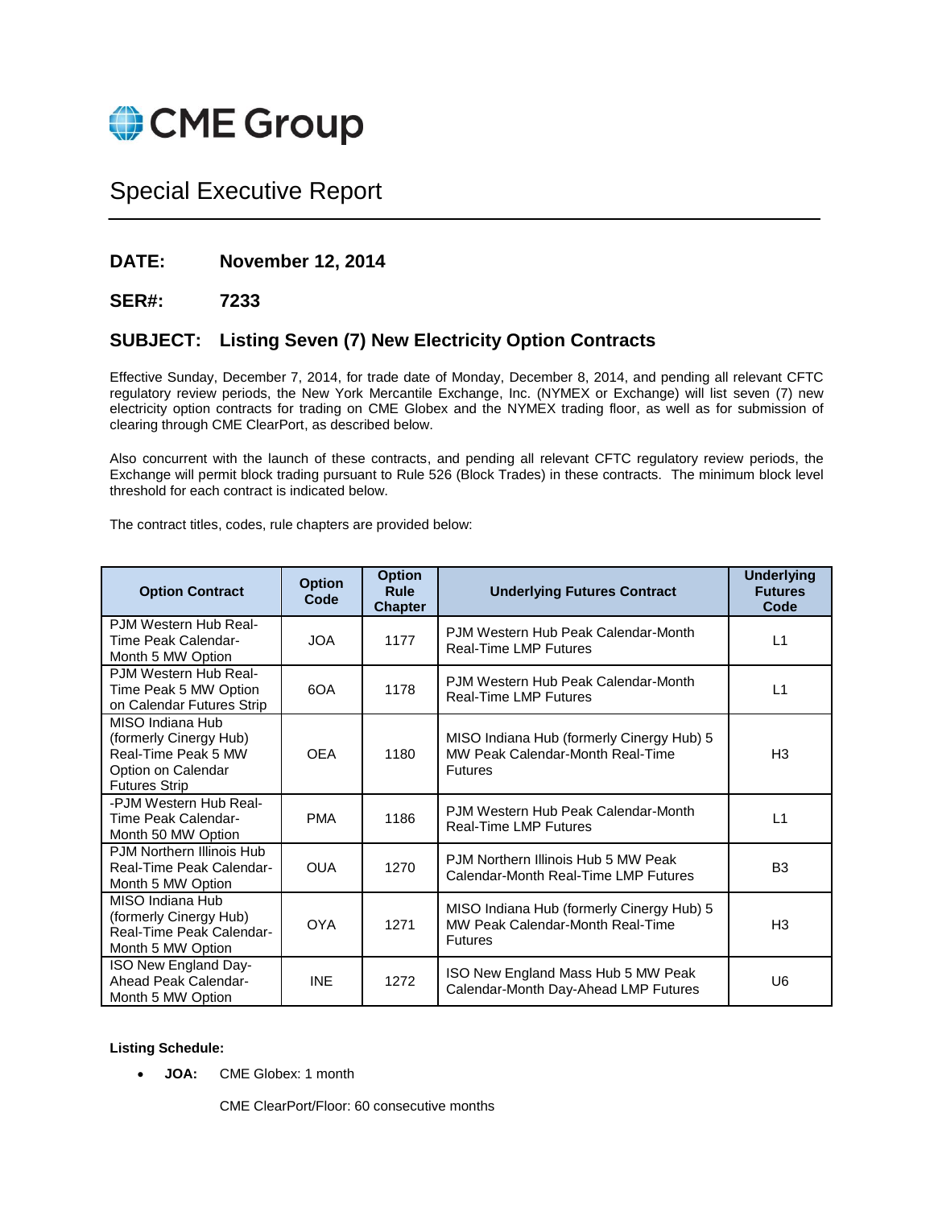# CME Group

## Special Executive Report

**DATE:** **November 12, 2014**

**SER#:** **7233**

**SUBJECT: Listing Seven (7) New Electricity Option Contracts**

Effective Sunday, December 7, 2014, for trade date of Monday, December 8, 2014, and pending all relevant CFTC regulatory review periods, the New York Mercantile Exchange, Inc. (NYMEX or Exchange) will list seven (7) new electricity option contracts for trading on CME Globex and the NYMEX trading floor, as well as for submission of clearing through CME ClearPort, as described below.

Also concurrent with the launch of these contracts, and pending all relevant CFTC regulatory review periods, the Exchange will permit block trading pursuant to Rule 526 (Block Trades) in these contracts. The minimum block level threshold for each contract is indicated below.

The contract titles, codes, rule chapters are provided below:

| Option Contract | Option Code | Option Rule Chapter | Underlying Futures Contract | Underlying Futures Code |
|---|---|---|---|---|
| PJM Western Hub Real-Time Peak Calendar-Month 5 MW Option | JOA | 1177 | PJM Western Hub Peak Calendar-Month Real-Time LMP Futures | L1 |
| PJM Western Hub Real-Time Peak 5 MW Option on Calendar Futures Strip | 6OA | 1178 | PJM Western Hub Peak Calendar-Month Real-Time LMP Futures | L1 |
| MISO Indiana Hub (formerly Cinergy Hub) Real-Time Peak 5 MW Option on Calendar Futures Strip | OEA | 1180 | MISO Indiana Hub (formerly Cinergy Hub) 5 MW Peak Calendar-Month Real-Time Futures | H3 |
| -PJM Western Hub Real-Time Peak Calendar-Month 50 MW Option | PMA | 1186 | PJM Western Hub Peak Calendar-Month Real-Time LMP Futures | L1 |
| PJM Northern Illinois Hub Real-Time Peak Calendar-Month 5 MW Option | OUA | 1270 | PJM Northern Illinois Hub 5 MW Peak Calendar-Month Real-Time LMP Futures | B3 |
| MISO Indiana Hub (formerly Cinergy Hub) Real-Time Peak Calendar-Month 5 MW Option | OYA | 1271 | MISO Indiana Hub (formerly Cinergy Hub) 5 MW Peak Calendar-Month Real-Time Futures | H3 |
| ISO New England Day-Ahead Peak Calendar-Month 5 MW Option | INE | 1272 | ISO New England Mass Hub 5 MW Peak Calendar-Month Day-Ahead LMP Futures | U6 |

**Listing Schedule:**

- **JOA:** CME Globex: 1 month

  CME ClearPort/Floor: 60 consecutive months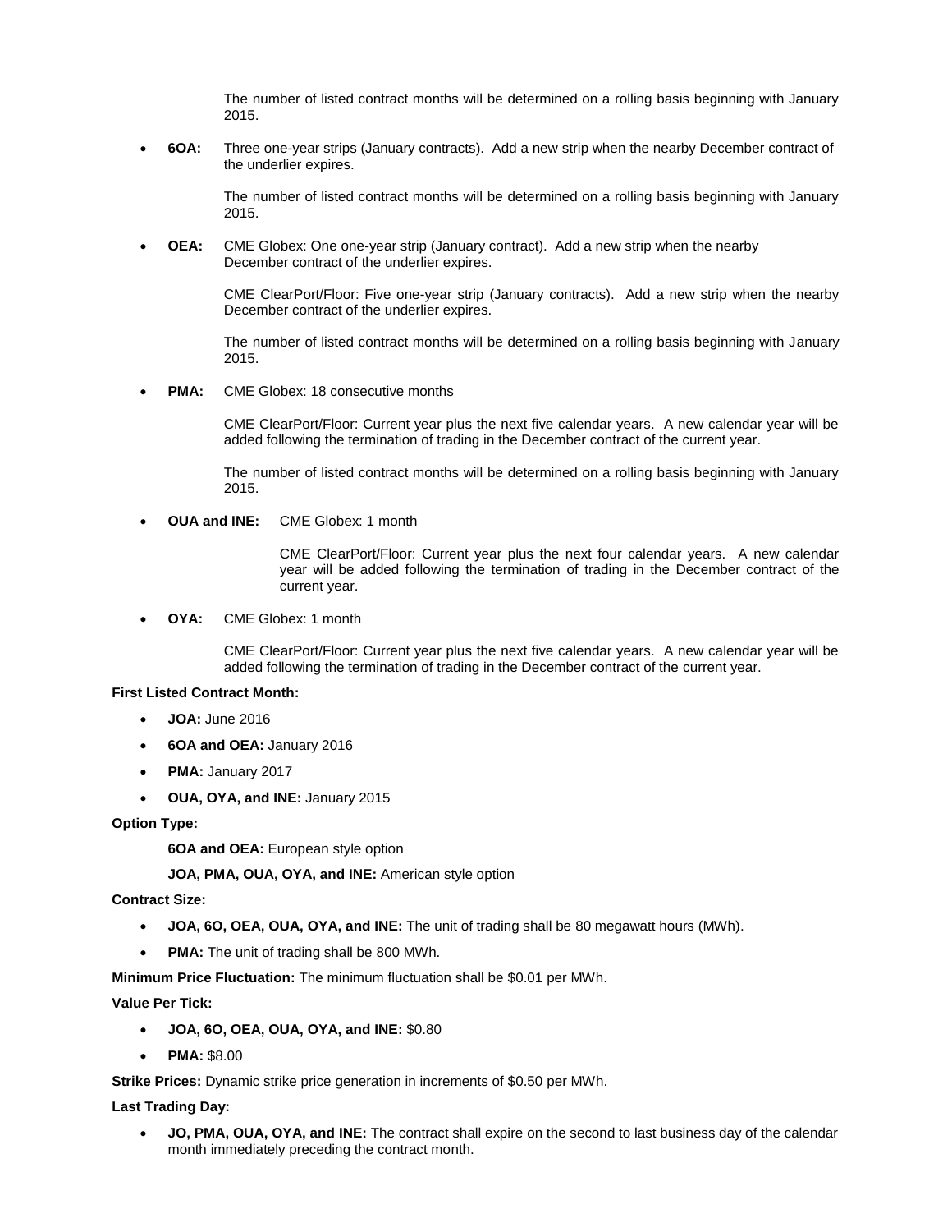The number of listed contract months will be determined on a rolling basis beginning with January 2015.

- **6OA:** Three one-year strips (January contracts). Add a new strip when the nearby December contract of the underlier expires.

  The number of listed contract months will be determined on a rolling basis beginning with January 2015.

- **OEA:** CME Globex: One one-year strip (January contract). Add a new strip when the nearby December contract of the underlier expires.

  CME ClearPort/Floor: Five one-year strip (January contracts). Add a new strip when the nearby December contract of the underlier expires.

  The number of listed contract months will be determined on a rolling basis beginning with January 2015.

- **PMA:** CME Globex: 18 consecutive months

  CME ClearPort/Floor: Current year plus the next five calendar years. A new calendar year will be added following the termination of trading in the December contract of the current year.

  The number of listed contract months will be determined on a rolling basis beginning with January 2015.

- **OUA and INE:** CME Globex: 1 month

  CME ClearPort/Floor: Current year plus the next four calendar years. A new calendar year will be added following the termination of trading in the December contract of the current year.

- **OYA:** CME Globex: 1 month

  CME ClearPort/Floor: Current year plus the next five calendar years. A new calendar year will be added following the termination of trading in the December contract of the current year.

**First Listed Contract Month:**

- **JOA:** June 2016
- **6OA and OEA:** January 2016
- **PMA:** January 2017
- **OUA, OYA, and INE:** January 2015

**Option Type:**

**6OA and OEA:** European style option

**JOA, PMA, OUA, OYA, and INE:** American style option

**Contract Size:**

- **JOA, 6O, OEA, OUA, OYA, and INE:** The unit of trading shall be 80 megawatt hours (MWh).
- **PMA:** The unit of trading shall be 800 MWh.

**Minimum Price Fluctuation:** The minimum fluctuation shall be $0.01 per MWh.

**Value Per Tick:**

- **JOA, 6O, OEA, OUA, OYA, and INE:** $0.80
- **PMA:** $8.00

**Strike Prices:** Dynamic strike price generation in increments of $0.50 per MWh.

**Last Trading Day:**

- **JO, PMA, OUA, OYA, and INE:** The contract shall expire on the second to last business day of the calendar month immediately preceding the contract month.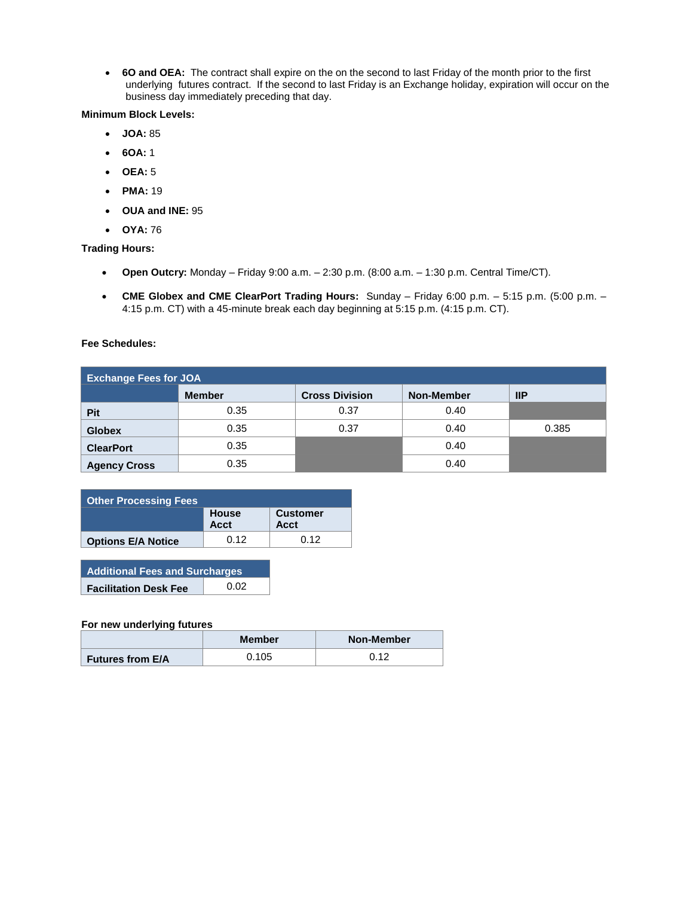- **6O and OEA:** The contract shall expire on the on the second to last Friday of the month prior to the first underlying futures contract. If the second to last Friday is an Exchange holiday, expiration will occur on the business day immediately preceding that day.

**Minimum Block Levels:**

- **JOA:** 85
- **6OA:** 1
- **OEA:** 5
- **PMA:** 19
- **OUA and INE:** 95
- **OYA:** 76

**Trading Hours:**

- **Open Outcry:** Monday – Friday 9:00 a.m. – 2:30 p.m. (8:00 a.m. – 1:30 p.m. Central Time/CT).
- **CME Globex and CME ClearPort Trading Hours:** Sunday – Friday 6:00 p.m. – 5:15 p.m. (5:00 p.m. – 4:15 p.m. CT) with a 45-minute break each day beginning at 5:15 p.m. (4:15 p.m. CT).

**Fee Schedules:**

| Exchange Fees for JOA | | | | |
|---|---|---|---|---|
| | Member | Cross Division | Non-Member | IIP |
| Pit | 0.35 | 0.37 | 0.40 | |
| Globex | 0.35 | 0.37 | 0.40 | 0.385 |
| ClearPort | 0.35 | | 0.40 | |
| Agency Cross | 0.35 | | 0.40 | |

| Other Processing Fees | | |
|---|---|---|
| | House Acct | Customer Acct |
| Options E/A Notice | 0.12 | 0.12 |

| Additional Fees and Surcharges | |
|---|---|
| Facilitation Desk Fee | 0.02 |

**For new underlying futures**

| | Member | Non-Member |
|---|---|---|
| Futures from E/A | 0.105 | 0.12 |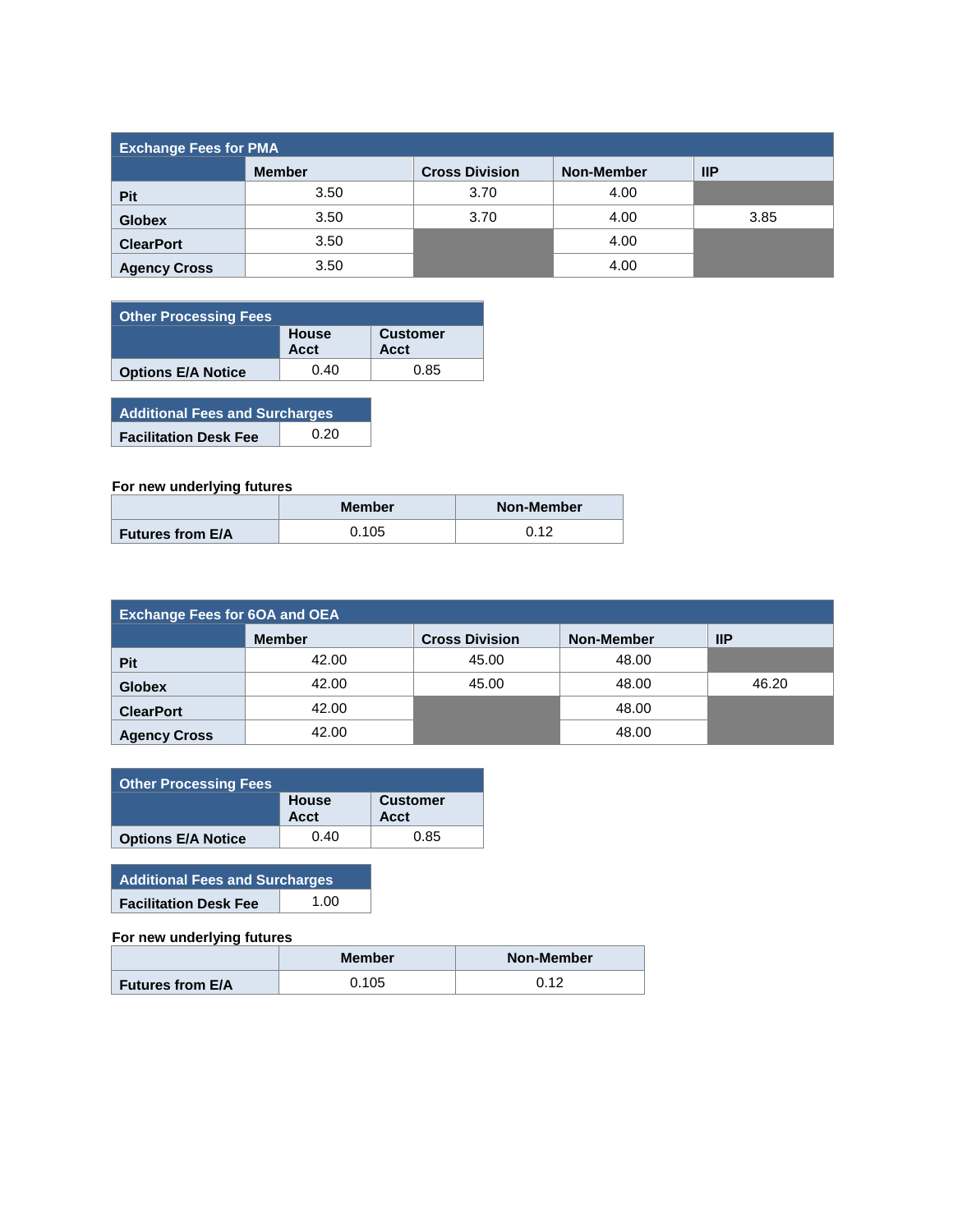| Exchange Fees for PMA | | | | |
|---|---|---|---|---|
| | Member | Cross Division | Non-Member | IIP |
| Pit | 3.50 | 3.70 | 4.00 | |
| Globex | 3.50 | 3.70 | 4.00 | 3.85 |
| ClearPort | 3.50 | | 4.00 | |
| Agency Cross | 3.50 | | 4.00 | |

| Other Processing Fees | | |
|---|---|---|
| | House Acct | Customer Acct |
| Options E/A Notice | 0.40 | 0.85 |

| Additional Fees and Surcharges | |
|---|---|
| Facilitation Desk Fee | 0.20 |

**For new underlying futures**

| | Member | Non-Member |
|---|---|---|
| Futures from E/A | 0.105 | 0.12 |

| Exchange Fees for 6OA and OEA | | | | |
|---|---|---|---|---|
| | Member | Cross Division | Non-Member | IIP |
| Pit | 42.00 | 45.00 | 48.00 | |
| Globex | 42.00 | 45.00 | 48.00 | 46.20 |
| ClearPort | 42.00 | | 48.00 | |
| Agency Cross | 42.00 | | 48.00 | |

| Other Processing Fees | | |
|---|---|---|
| | House Acct | Customer Acct |
| Options E/A Notice | 0.40 | 0.85 |

| Additional Fees and Surcharges | |
|---|---|
| Facilitation Desk Fee | 1.00 |

**For new underlying futures**

| | Member | Non-Member |
|---|---|---|
| Futures from E/A | 0.105 | 0.12 |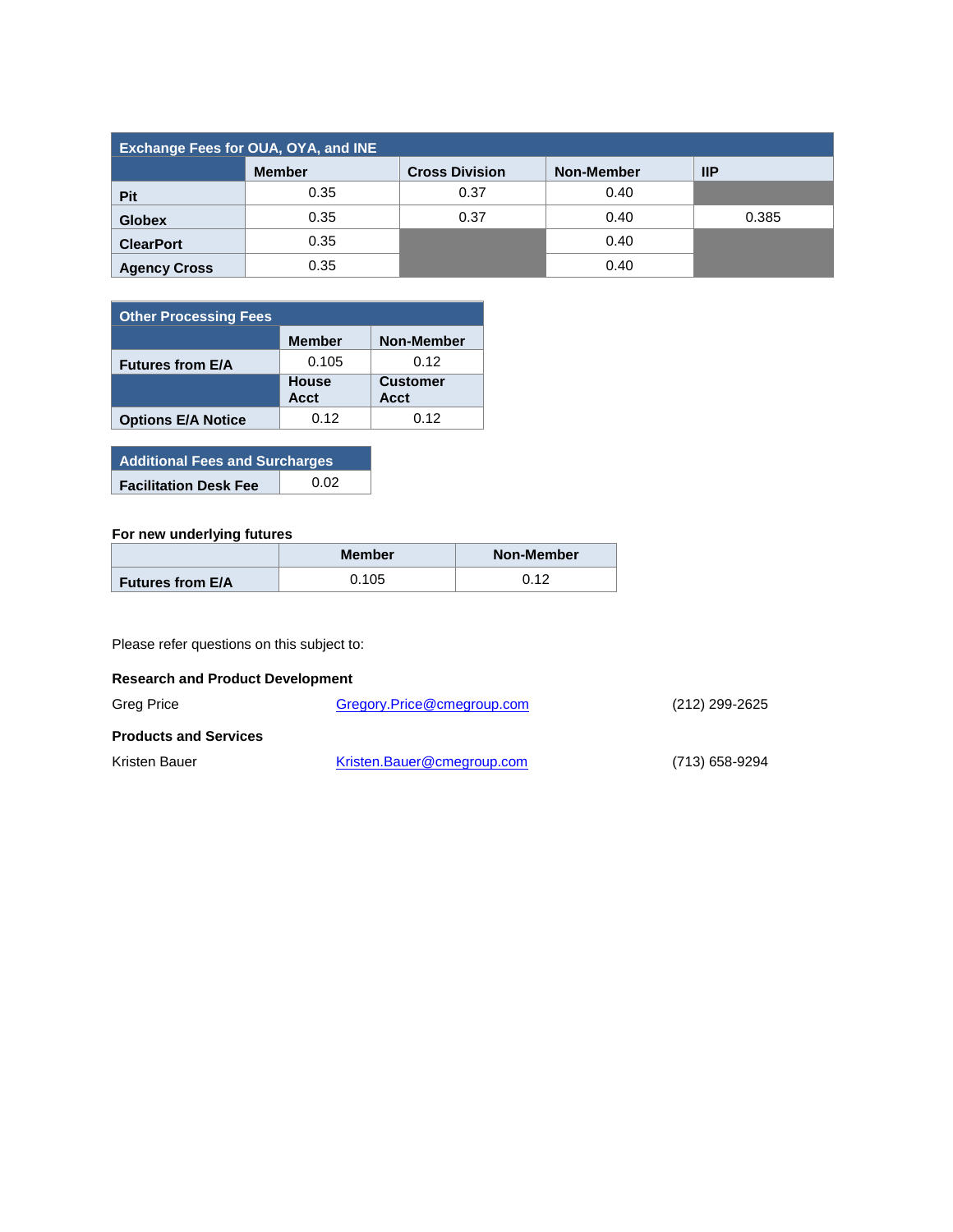| Exchange Fees for OUA, OYA, and INE | | | | |
|---|---|---|---|---|
| | Member | Cross Division | Non-Member | IIP |
| Pit | 0.35 | 0.37 | 0.40 | |
| Globex | 0.35 | 0.37 | 0.40 | 0.385 |
| ClearPort | 0.35 | | 0.40 | |
| Agency Cross | 0.35 | | 0.40 | |

| Other Processing Fees | | |
|---|---|---|
| | Member | Non-Member |
| Futures from E/A | 0.105 | 0.12 |
| | House Acct | Customer Acct |
| Options E/A Notice | 0.12 | 0.12 |

| Additional Fees and Surcharges | |
|---|---|
| Facilitation Desk Fee | 0.02 |

**For new underlying futures**

| | Member | Non-Member |
|---|---|---|
| Futures from E/A | 0.105 | 0.12 |

Please refer questions on this subject to:

**Research and Product Development**

Greg Price [Gregory.Price@cmegroup.com](mailto:Gregory.Price@cmegroup.com) (212) 299-2625

**Products and Services**

Kristen Bauer [Kristen.Bauer@cmegroup.com](mailto:Kristen.Bauer@cmegroup.com) (713) 658-9294